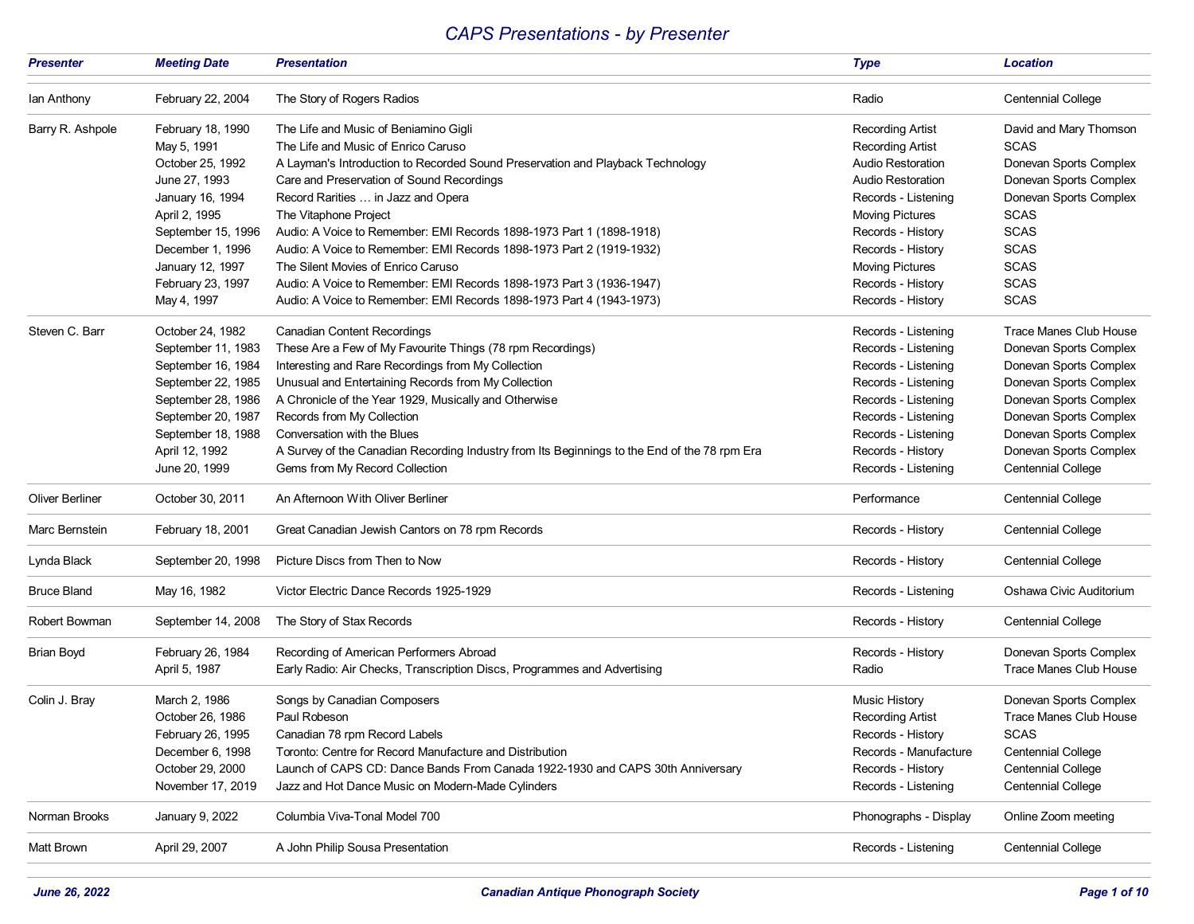# CAPS Presentations - by Presenter

| Presenter | Meeting Date | Presentation | Type | Location |
|---|---|---|---|---|
| Ian Anthony | February 22, 2004 | The Story of Rogers Radios | Radio | Centennial College |
| Barry R. Ashpole | February 18, 1990 | The Life and Music of Beniamino Gigli | Recording Artist | David and Mary Thomson |
| | May 5, 1991 | The Life and Music of Enrico Caruso | Recording Artist | SCAS |
| | October 25, 1992 | A Layman's Introduction to Recorded Sound Preservation and Playback Technology | Audio Restoration | Donevan Sports Complex |
| | June 27, 1993 | Care and Preservation of Sound Recordings | Audio Restoration | Donevan Sports Complex |
| | January 16, 1994 | Record Rarities … in Jazz and Opera | Records - Listening | Donevan Sports Complex |
| | April 2, 1995 | The Vitaphone Project | Moving Pictures | SCAS |
| | September 15, 1996 | Audio: A Voice to Remember: EMI Records 1898-1973 Part 1 (1898-1918) | Records - History | SCAS |
| | December 1, 1996 | Audio: A Voice to Remember: EMI Records 1898-1973 Part 2 (1919-1932) | Records - History | SCAS |
| | January 12, 1997 | The Silent Movies of Enrico Caruso | Moving Pictures | SCAS |
| | February 23, 1997 | Audio: A Voice to Remember: EMI Records 1898-1973 Part 3 (1936-1947) | Records - History | SCAS |
| | May 4, 1997 | Audio: A Voice to Remember: EMI Records 1898-1973 Part 4 (1943-1973) | Records - History | SCAS |
| Steven C. Barr | October 24, 1982 | Canadian Content Recordings | Records - Listening | Trace Manes Club House |
| | September 11, 1983 | These Are a Few of My Favourite Things (78 rpm Recordings) | Records - Listening | Donevan Sports Complex |
| | September 16, 1984 | Interesting and Rare Recordings from My Collection | Records - Listening | Donevan Sports Complex |
| | September 22, 1985 | Unusual and Entertaining Records from My Collection | Records - Listening | Donevan Sports Complex |
| | September 28, 1986 | A Chronicle of the Year 1929, Musically and Otherwise | Records - Listening | Donevan Sports Complex |
| | September 20, 1987 | Records from My Collection | Records - Listening | Donevan Sports Complex |
| | September 18, 1988 | Conversation with the Blues | Records - Listening | Donevan Sports Complex |
| | April 12, 1992 | A Survey of the Canadian Recording Industry from Its Beginnings to the End of the 78 rpm Era | Records - History | Donevan Sports Complex |
| | June 20, 1999 | Gems from My Record Collection | Records - Listening | Centennial College |
| Oliver Berliner | October 30, 2011 | An Afternoon With Oliver Berliner | Performance | Centennial College |
| Marc Bernstein | February 18, 2001 | Great Canadian Jewish Cantors on 78 rpm Records | Records - History | Centennial College |
| Lynda Black | September 20, 1998 | Picture Discs from Then to Now | Records - History | Centennial College |
| Bruce Bland | May 16, 1982 | Victor Electric Dance Records 1925-1929 | Records - Listening | Oshawa Civic Auditorium |
| Robert Bowman | September 14, 2008 | The Story of Stax Records | Records - History | Centennial College |
| Brian Boyd | February 26, 1984 | Recording of American Performers Abroad | Records - History | Donevan Sports Complex |
| | April 5, 1987 | Early Radio: Air Checks, Transcription Discs, Programmes and Advertising | Radio | Trace Manes Club House |
| Colin J. Bray | March 2, 1986 | Songs by Canadian Composers | Music History | Donevan Sports Complex |
| | October 26, 1986 | Paul Robeson | Recording Artist | Trace Manes Club House |
| | February 26, 1995 | Canadian 78 rpm Record Labels | Records - History | SCAS |
| | December 6, 1998 | Toronto: Centre for Record Manufacture and Distribution | Records - Manufacture | Centennial College |
| | October 29, 2000 | Launch of CAPS CD: Dance Bands From Canada 1922-1930 and CAPS 30th Anniversary | Records - History | Centennial College |
| | November 17, 2019 | Jazz and Hot Dance Music on Modern-Made Cylinders | Records - Listening | Centennial College |
| Norman Brooks | January 9, 2022 | Columbia Viva-Tonal Model 700 | Phonographs - Display | Online Zoom meeting |
| Matt Brown | April 29, 2007 | A John Philip Sousa Presentation | Records - Listening | Centennial College |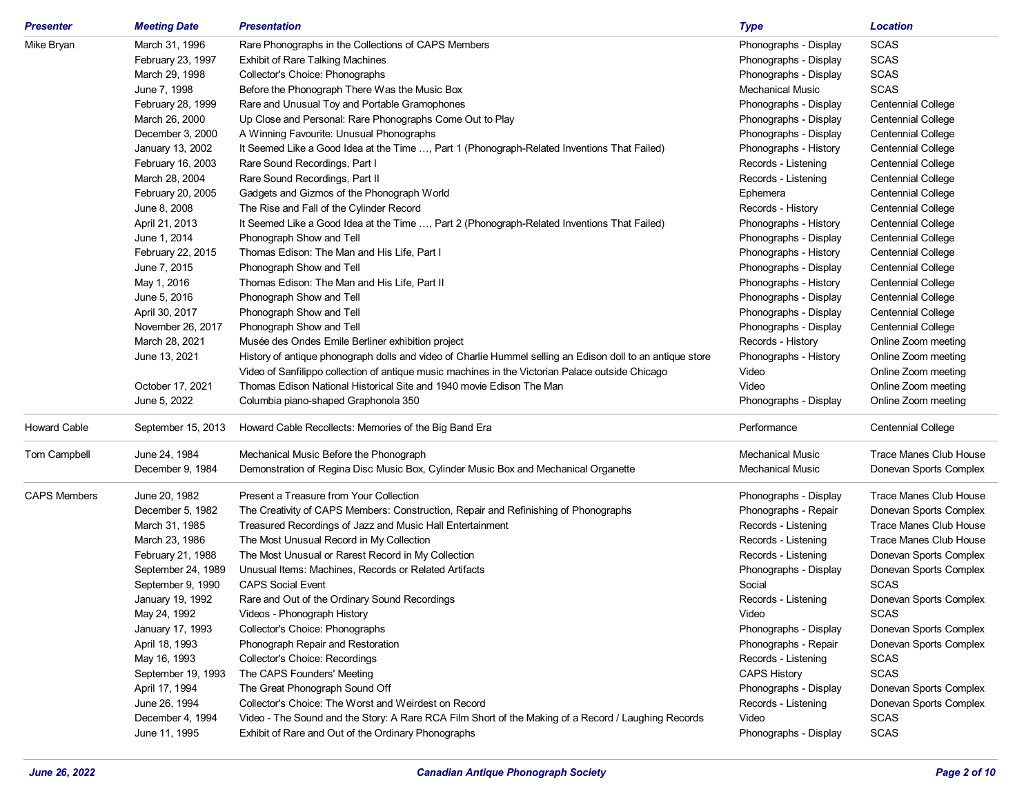| Presenter | Meeting Date | Presentation | Type | Location |
|---|---|---|---|---|
| Mike Bryan | March 31, 1996 | Rare Phonographs in the Collections of CAPS Members | Phonographs - Display | SCAS |
| | February 23, 1997 | Exhibit of Rare Talking Machines | Phonographs - Display | SCAS |
| | March 29, 1998 | Collector's Choice: Phonographs | Phonographs - Display | SCAS |
| | June 7, 1998 | Before the Phonograph There Was the Music Box | Mechanical Music | SCAS |
| | February 28, 1999 | Rare and Unusual Toy and Portable Gramophones | Phonographs - Display | Centennial College |
| | March 26, 2000 | Up Close and Personal: Rare Phonographs Come Out to Play | Phonographs - Display | Centennial College |
| | December 3, 2000 | A Winning Favourite: Unusual Phonographs | Phonographs - Display | Centennial College |
| | January 13, 2002 | It Seemed Like a Good Idea at the Time …, Part 1 (Phonograph-Related Inventions That Failed) | Phonographs - History | Centennial College |
| | February 16, 2003 | Rare Sound Recordings, Part I | Records - Listening | Centennial College |
| | March 28, 2004 | Rare Sound Recordings, Part II | Records - Listening | Centennial College |
| | February 20, 2005 | Gadgets and Gizmos of the Phonograph World | Ephemera | Centennial College |
| | June 8, 2008 | The Rise and Fall of the Cylinder Record | Records - History | Centennial College |
| | April 21, 2013 | It Seemed Like a Good Idea at the Time …, Part 2 (Phonograph-Related Inventions That Failed) | Phonographs - History | Centennial College |
| | June 1, 2014 | Phonograph Show and Tell | Phonographs - Display | Centennial College |
| | February 22, 2015 | Thomas Edison: The Man and His Life, Part I | Phonographs - History | Centennial College |
| | June 7, 2015 | Phonograph Show and Tell | Phonographs - Display | Centennial College |
| | May 1, 2016 | Thomas Edison: The Man and His Life, Part II | Phonographs - History | Centennial College |
| | June 5, 2016 | Phonograph Show and Tell | Phonographs - Display | Centennial College |
| | April 30, 2017 | Phonograph Show and Tell | Phonographs - Display | Centennial College |
| | November 26, 2017 | Phonograph Show and Tell | Phonographs - Display | Centennial College |
| | March 28, 2021 | Musée des Ondes Emile Berliner exhibition project | Records - History | Online Zoom meeting |
| | June 13, 2021 | History of antique phonograph dolls and video of Charlie Hummel selling an Edison doll to an antique store | Phonographs - History | Online Zoom meeting |
| | | Video of Sanfilippo collection of antique music machines in the Victorian Palace outside Chicago | Video | Online Zoom meeting |
| | October 17, 2021 | Thomas Edison National Historical Site and 1940 movie Edison The Man | Video | Online Zoom meeting |
| | June 5, 2022 | Columbia piano-shaped Graphonola 350 | Phonographs - Display | Online Zoom meeting |
| Howard Cable | September 15, 2013 | Howard Cable Recollects: Memories of the Big Band Era | Performance | Centennial College |
| Tom Campbell | June 24, 1984 | Mechanical Music Before the Phonograph | Mechanical Music | Trace Manes Club House |
| | December 9, 1984 | Demonstration of Regina Disc Music Box, Cylinder Music Box and Mechanical Organette | Mechanical Music | Donevan Sports Complex |
| CAPS Members | June 20, 1982 | Present a Treasure from Your Collection | Phonographs - Display | Trace Manes Club House |
| | December 5, 1982 | The Creativity of CAPS Members: Construction, Repair and Refinishing of Phonographs | Phonographs - Repair | Donevan Sports Complex |
| | March 31, 1985 | Treasured Recordings of Jazz and Music Hall Entertainment | Records - Listening | Trace Manes Club House |
| | March 23, 1986 | The Most Unusual Record in My Collection | Records - Listening | Trace Manes Club House |
| | February 21, 1988 | The Most Unusual or Rarest Record in My Collection | Records - Listening | Donevan Sports Complex |
| | September 24, 1989 | Unusual Items: Machines, Records or Related Artifacts | Phonographs - Display | Donevan Sports Complex |
| | September 9, 1990 | CAPS Social Event | Social | SCAS |
| | January 19, 1992 | Rare and Out of the Ordinary Sound Recordings | Records - Listening | Donevan Sports Complex |
| | May 24, 1992 | Videos - Phonograph History | Video | SCAS |
| | January 17, 1993 | Collector's Choice: Phonographs | Phonographs - Display | Donevan Sports Complex |
| | April 18, 1993 | Phonograph Repair and Restoration | Phonographs - Repair | Donevan Sports Complex |
| | May 16, 1993 | Collector's Choice: Recordings | Records - Listening | SCAS |
| | September 19, 1993 | The CAPS Founders' Meeting | CAPS History | SCAS |
| | April 17, 1994 | The Great Phonograph Sound Off | Phonographs - Display | Donevan Sports Complex |
| | June 26, 1994 | Collector's Choice: The Worst and Weirdest on Record | Records - Listening | Donevan Sports Complex |
| | December 4, 1994 | Video - The Sound and the Story: A Rare RCA Film Short of the Making of a Record / Laughing Records | Video | SCAS |
| | June 11, 1995 | Exhibit of Rare and Out of the Ordinary Phonographs | Phonographs - Display | SCAS |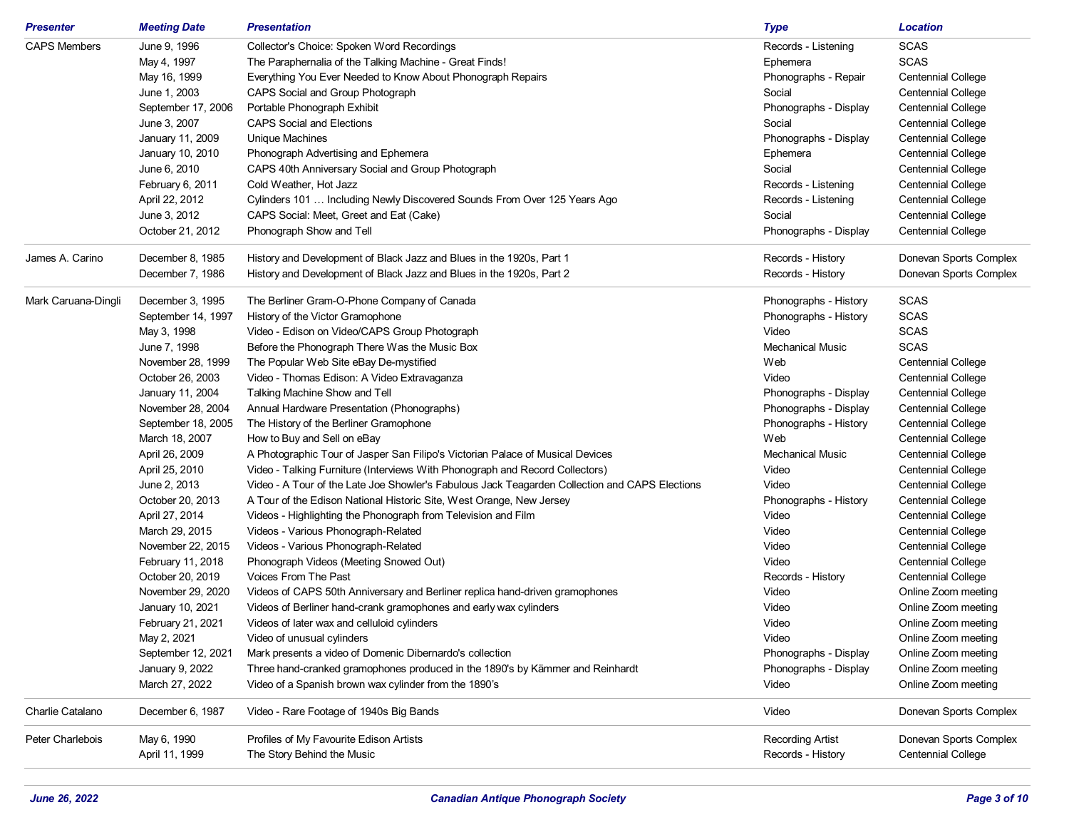| Presenter | Meeting Date | Presentation | Type | Location |
|---|---|---|---|---|
| CAPS Members | June 9, 1996 | Collector's Choice: Spoken Word Recordings | Records - Listening | SCAS |
| | May 4, 1997 | The Paraphernalia of the Talking Machine - Great Finds! | Ephemera | SCAS |
| | May 16, 1999 | Everything You Ever Needed to Know About Phonograph Repairs | Phonographs - Repair | Centennial College |
| | June 1, 2003 | CAPS Social and Group Photograph | Social | Centennial College |
| | September 17, 2006 | Portable Phonograph Exhibit | Phonographs - Display | Centennial College |
| | June 3, 2007 | CAPS Social and Elections | Social | Centennial College |
| | January 11, 2009 | Unique Machines | Phonographs - Display | Centennial College |
| | January 10, 2010 | Phonograph Advertising and Ephemera | Ephemera | Centennial College |
| | June 6, 2010 | CAPS 40th Anniversary Social and Group Photograph | Social | Centennial College |
| | February 6, 2011 | Cold Weather, Hot Jazz | Records - Listening | Centennial College |
| | April 22, 2012 | Cylinders 101 … Including Newly Discovered Sounds From Over 125 Years Ago | Records - Listening | Centennial College |
| | June 3, 2012 | CAPS Social: Meet, Greet and Eat (Cake) | Social | Centennial College |
| | October 21, 2012 | Phonograph Show and Tell | Phonographs - Display | Centennial College |
| James A. Carino | December 8, 1985 | History and Development of Black Jazz and Blues in the 1920s, Part 1 | Records - History | Donevan Sports Complex |
| | December 7, 1986 | History and Development of Black Jazz and Blues in the 1920s, Part 2 | Records - History | Donevan Sports Complex |
| Mark Caruana-Dingli | December 3, 1995 | The Berliner Gram-O-Phone Company of Canada | Phonographs - History | SCAS |
| | September 14, 1997 | History of the Victor Gramophone | Phonographs - History | SCAS |
| | May 3, 1998 | Video - Edison on Video/CAPS Group Photograph | Video | SCAS |
| | June 7, 1998 | Before the Phonograph There Was the Music Box | Mechanical Music | SCAS |
| | November 28, 1999 | The Popular Web Site eBay De-mystified | Web | Centennial College |
| | October 26, 2003 | Video - Thomas Edison: A Video Extravaganza | Video | Centennial College |
| | January 11, 2004 | Talking Machine Show and Tell | Phonographs - Display | Centennial College |
| | November 28, 2004 | Annual Hardware Presentation (Phonographs) | Phonographs - Display | Centennial College |
| | September 18, 2005 | The History of the Berliner Gramophone | Phonographs - History | Centennial College |
| | March 18, 2007 | How to Buy and Sell on eBay | Web | Centennial College |
| | April 26, 2009 | A Photographic Tour of Jasper San Filipo's Victorian Palace of Musical Devices | Mechanical Music | Centennial College |
| | April 25, 2010 | Video - Talking Furniture (Interviews With Phonograph and Record Collectors) | Video | Centennial College |
| | June 2, 2013 | Video - A Tour of the Late Joe Showler's Fabulous Jack Teagarden Collection and CAPS Elections | Video | Centennial College |
| | October 20, 2013 | A Tour of the Edison National Historic Site, West Orange, New Jersey | Phonographs - History | Centennial College |
| | April 27, 2014 | Videos - Highlighting the Phonograph from Television and Film | Video | Centennial College |
| | March 29, 2015 | Videos - Various Phonograph-Related | Video | Centennial College |
| | November 22, 2015 | Videos - Various Phonograph-Related | Video | Centennial College |
| | February 11, 2018 | Phonograph Videos (Meeting Snowed Out) | Video | Centennial College |
| | October 20, 2019 | Voices From The Past | Records - History | Centennial College |
| | November 29, 2020 | Videos of CAPS 50th Anniversary and Berliner replica hand-driven gramophones | Video | Online Zoom meeting |
| | January 10, 2021 | Videos of Berliner hand-crank gramophones and early wax cylinders | Video | Online Zoom meeting |
| | February 21, 2021 | Videos of later wax and celluloid cylinders | Video | Online Zoom meeting |
| | May 2, 2021 | Video of unusual cylinders | Video | Online Zoom meeting |
| | September 12, 2021 | Mark presents a video of Domenic Dibernardo's collection | Phonographs - Display | Online Zoom meeting |
| | January 9, 2022 | Three hand-cranked gramophones produced in the 1890's by Kämmer and Reinhardt | Phonographs - Display | Online Zoom meeting |
| | March 27, 2022 | Video of a Spanish brown wax cylinder from the 1890’s | Video | Online Zoom meeting |
| Charlie Catalano | December 6, 1987 | Video - Rare Footage of 1940s Big Bands | Video | Donevan Sports Complex |
| Peter Charlebois | May 6, 1990 | Profiles of My Favourite Edison Artists | Recording Artist | Donevan Sports Complex |
| | April 11, 1999 | The Story Behind the Music | Records - History | Centennial College |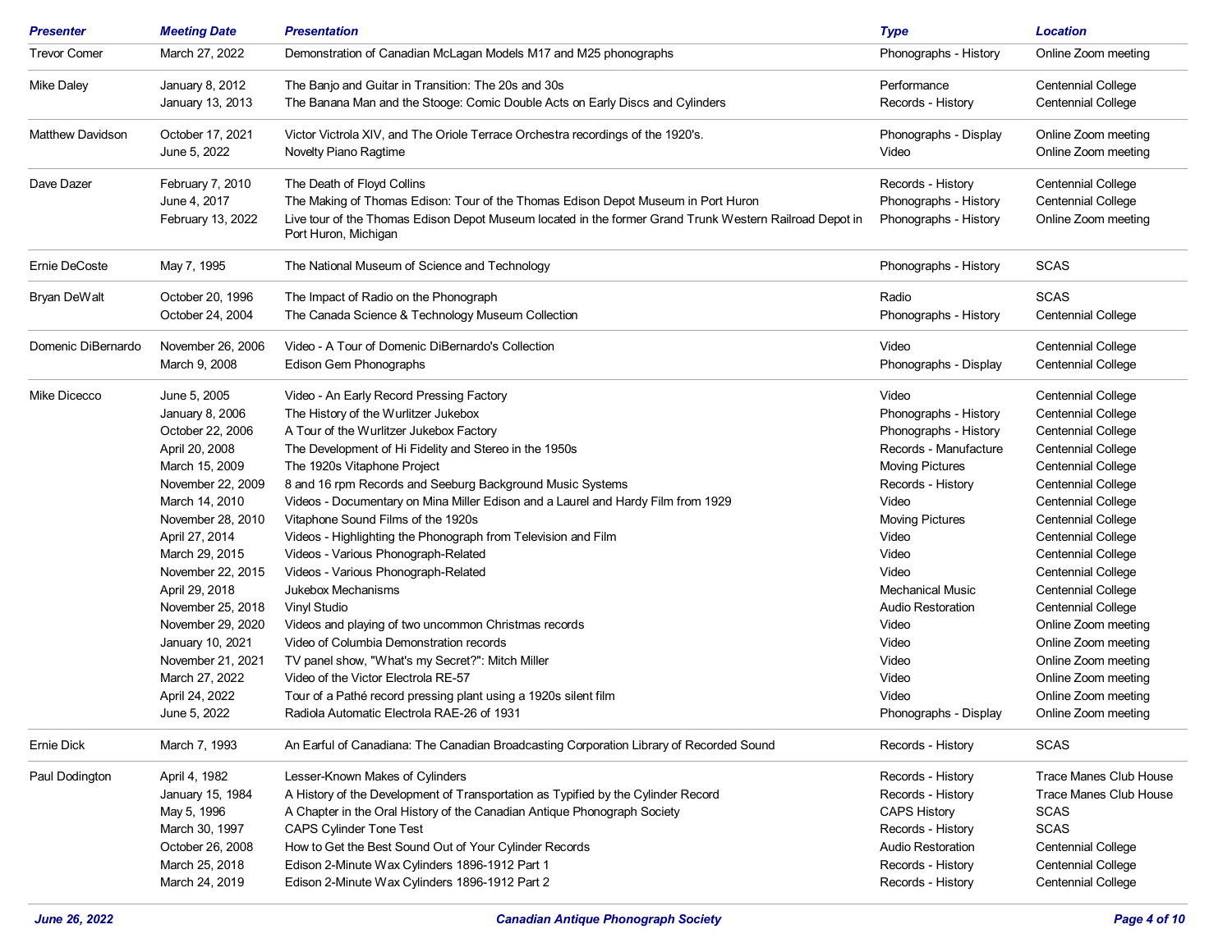| Presenter | Meeting Date | Presentation | Type | Location |
|---|---|---|---|---|
| Trevor Comer | March 27, 2022 | Demonstration of Canadian McLagan Models M17 and M25 phonographs | Phonographs - History | Online Zoom meeting |
| Mike Daley | January 8, 2012 | The Banjo and Guitar in Transition: The 20s and 30s | Performance | Centennial College |
| | January 13, 2013 | The Banana Man and the Stooge: Comic Double Acts on Early Discs and Cylinders | Records - History | Centennial College |
| Matthew Davidson | October 17, 2021 | Victor Victrola XIV, and The Oriole Terrace Orchestra recordings of the 1920's. | Phonographs - Display | Online Zoom meeting |
| | June 5, 2022 | Novelty Piano Ragtime | Video | Online Zoom meeting |
| Dave Dazer | February 7, 2010 | The Death of Floyd Collins | Records - History | Centennial College |
| | June 4, 2017 | The Making of Thomas Edison: Tour of the Thomas Edison Depot Museum in Port Huron | Phonographs - History | Centennial College |
| | February 13, 2022 | Live tour of the Thomas Edison Depot Museum located in the former Grand Trunk Western Railroad Depot in Port Huron, Michigan | Phonographs - History | Online Zoom meeting |
| Ernie DeCoste | May 7, 1995 | The National Museum of Science and Technology | Phonographs - History | SCAS |
| Bryan DeWalt | October 20, 1996 | The Impact of Radio on the Phonograph | Radio | SCAS |
| | October 24, 2004 | The Canada Science & Technology Museum Collection | Phonographs - History | Centennial College |
| Domenic DiBernardo | November 26, 2006 | Video - A Tour of Domenic DiBernardo's Collection | Video | Centennial College |
| | March 9, 2008 | Edison Gem Phonographs | Phonographs - Display | Centennial College |
| Mike Dicecco | June 5, 2005 | Video - An Early Record Pressing Factory | Video | Centennial College |
| | January 8, 2006 | The History of the Wurlitzer Jukebox | Phonographs - History | Centennial College |
| | October 22, 2006 | A Tour of the Wurlitzer Jukebox Factory | Phonographs - History | Centennial College |
| | April 20, 2008 | The Development of Hi Fidelity and Stereo in the 1950s | Records - Manufacture | Centennial College |
| | March 15, 2009 | The 1920s Vitaphone Project | Moving Pictures | Centennial College |
| | November 22, 2009 | 8 and 16 rpm Records and Seeburg Background Music Systems | Records - History | Centennial College |
| | March 14, 2010 | Videos - Documentary on Mina Miller Edison and a Laurel and Hardy Film from 1929 | Video | Centennial College |
| | November 28, 2010 | Vitaphone Sound Films of the 1920s | Moving Pictures | Centennial College |
| | April 27, 2014 | Videos - Highlighting the Phonograph from Television and Film | Video | Centennial College |
| | March 29, 2015 | Videos - Various Phonograph-Related | Video | Centennial College |
| | November 22, 2015 | Videos - Various Phonograph-Related | Video | Centennial College |
| | April 29, 2018 | Jukebox Mechanisms | Mechanical Music | Centennial College |
| | November 25, 2018 | Vinyl Studio | Audio Restoration | Centennial College |
| | November 29, 2020 | Videos and playing of two uncommon Christmas records | Video | Online Zoom meeting |
| | January 10, 2021 | Video of Columbia Demonstration records | Video | Online Zoom meeting |
| | November 21, 2021 | TV panel show, "What's my Secret?": Mitch Miller | Video | Online Zoom meeting |
| | March 27, 2022 | Video of the Victor Electrola RE-57 | Video | Online Zoom meeting |
| | April 24, 2022 | Tour of a Pathé record pressing plant using a 1920s silent film | Video | Online Zoom meeting |
| | June 5, 2022 | Radiola Automatic Electrola RAE-26 of 1931 | Phonographs - Display | Online Zoom meeting |
| Ernie Dick | March 7, 1993 | An Earful of Canadiana: The Canadian Broadcasting Corporation Library of Recorded Sound | Records - History | SCAS |
| Paul Dodington | April 4, 1982 | Lesser-Known Makes of Cylinders | Records - History | Trace Manes Club House |
| | January 15, 1984 | A History of the Development of Transportation as Typified by the Cylinder Record | Records - History | Trace Manes Club House |
| | May 5, 1996 | A Chapter in the Oral History of the Canadian Antique Phonograph Society | CAPS History | SCAS |
| | March 30, 1997 | CAPS Cylinder Tone Test | Records - History | SCAS |
| | October 26, 2008 | How to Get the Best Sound Out of Your Cylinder Records | Audio Restoration | Centennial College |
| | March 25, 2018 | Edison 2-Minute Wax Cylinders 1896-1912 Part 1 | Records - History | Centennial College |
| | March 24, 2019 | Edison 2-Minute Wax Cylinders 1896-1912 Part 2 | Records - History | Centennial College |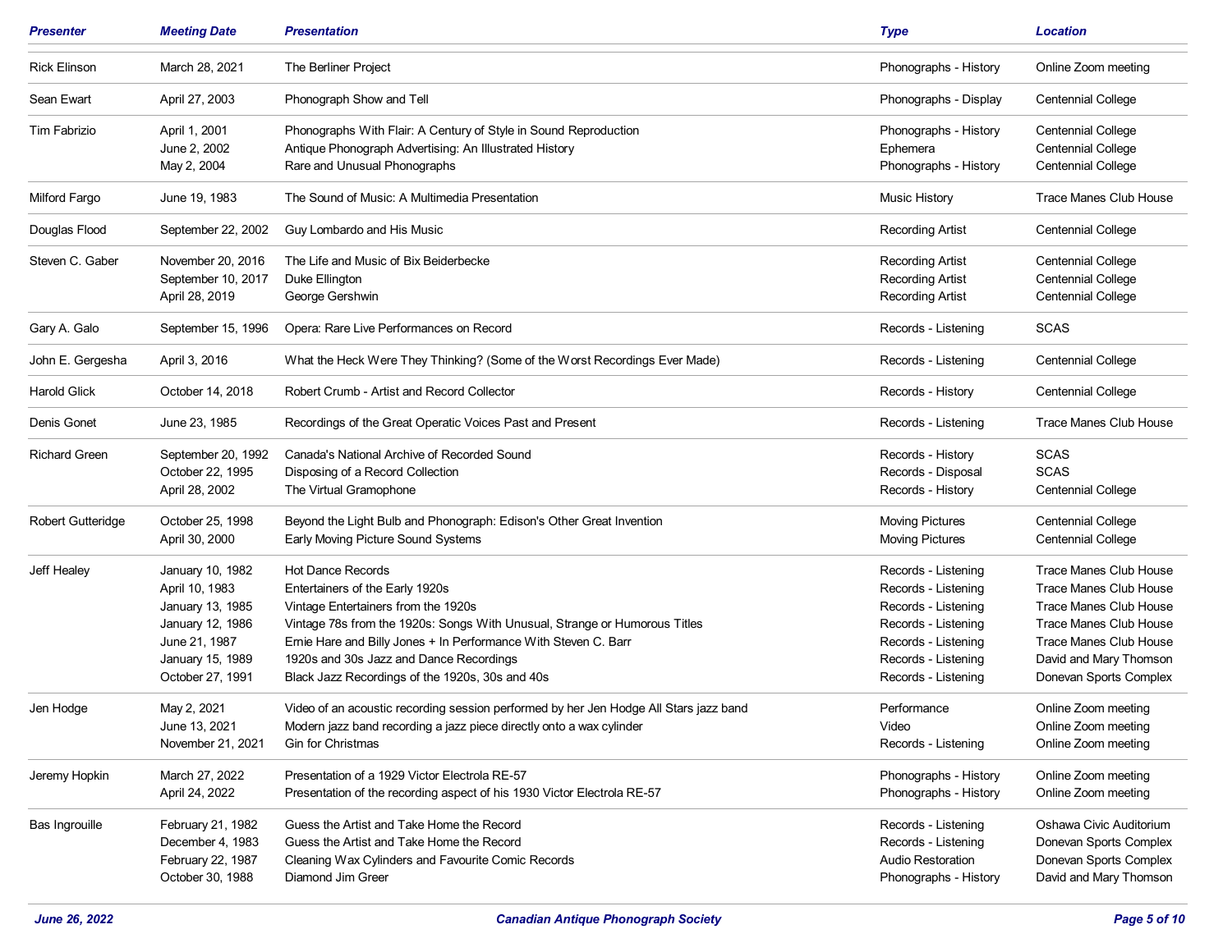| Presenter | Meeting Date | Presentation | Type | Location |
|---|---|---|---|---|
| Rick Elinson | March 28, 2021 | The Berliner Project | Phonographs - History | Online Zoom meeting |
| Sean Ewart | April 27, 2003 | Phonograph Show and Tell | Phonographs - Display | Centennial College |
| Tim Fabrizio | April 1, 2001 | Phonographs With Flair: A Century of Style in Sound Reproduction | Phonographs - History | Centennial College |
| | June 2, 2002 | Antique Phonograph Advertising: An Illustrated History | Ephemera | Centennial College |
| | May 2, 2004 | Rare and Unusual Phonographs | Phonographs - History | Centennial College |
| Milford Fargo | June 19, 1983 | The Sound of Music: A Multimedia Presentation | Music History | Trace Manes Club House |
| Douglas Flood | September 22, 2002 | Guy Lombardo and His Music | Recording Artist | Centennial College |
| Steven C. Gaber | November 20, 2016 | The Life and Music of Bix Beiderbecke | Recording Artist | Centennial College |
| | September 10, 2017 | Duke Ellington | Recording Artist | Centennial College |
| | April 28, 2019 | George Gershwin | Recording Artist | Centennial College |
| Gary A. Galo | September 15, 1996 | Opera: Rare Live Performances on Record | Records - Listening | SCAS |
| John E. Gergesha | April 3, 2016 | What the Heck Were They Thinking? (Some of the Worst Recordings Ever Made) | Records - Listening | Centennial College |
| Harold Glick | October 14, 2018 | Robert Crumb - Artist and Record Collector | Records - History | Centennial College |
| Denis Gonet | June 23, 1985 | Recordings of the Great Operatic Voices Past and Present | Records - Listening | Trace Manes Club House |
| Richard Green | September 20, 1992 | Canada's National Archive of Recorded Sound | Records - History | SCAS |
| | October 22, 1995 | Disposing of a Record Collection | Records - Disposal | SCAS |
| | April 28, 2002 | The Virtual Gramophone | Records - History | Centennial College |
| Robert Gutteridge | October 25, 1998 | Beyond the Light Bulb and Phonograph: Edison's Other Great Invention | Moving Pictures | Centennial College |
| | April 30, 2000 | Early Moving Picture Sound Systems | Moving Pictures | Centennial College |
| Jeff Healey | January 10, 1982 | Hot Dance Records | Records - Listening | Trace Manes Club House |
| | April 10, 1983 | Entertainers of the Early 1920s | Records - Listening | Trace Manes Club House |
| | January 13, 1985 | Vintage Entertainers from the 1920s | Records - Listening | Trace Manes Club House |
| | January 12, 1986 | Vintage 78s from the 1920s: Songs With Unusual, Strange or Humorous Titles | Records - Listening | Trace Manes Club House |
| | June 21, 1987 | Ernie Hare and Billy Jones + In Performance With Steven C. Barr | Records - Listening | Trace Manes Club House |
| | January 15, 1989 | 1920s and 30s Jazz and Dance Recordings | Records - Listening | David and Mary Thomson |
| | October 27, 1991 | Black Jazz Recordings of the 1920s, 30s and 40s | Records - Listening | Donevan Sports Complex |
| Jen Hodge | May 2, 2021 | Video of an acoustic recording session performed by her Jen Hodge All Stars jazz band | Performance | Online Zoom meeting |
| | June 13, 2021 | Modern jazz band recording a jazz piece directly onto a wax cylinder | Video | Online Zoom meeting |
| | November 21, 2021 | Gin for Christmas | Records - Listening | Online Zoom meeting |
| Jeremy Hopkin | March 27, 2022 | Presentation of a 1929 Victor Electrola RE-57 | Phonographs - History | Online Zoom meeting |
| | April 24, 2022 | Presentation of the recording aspect of his 1930 Victor Electrola RE-57 | Phonographs - History | Online Zoom meeting |
| Bas Ingrouille | February 21, 1982 | Guess the Artist and Take Home the Record | Records - Listening | Oshawa Civic Auditorium |
| | December 4, 1983 | Guess the Artist and Take Home the Record | Records - Listening | Donevan Sports Complex |
| | February 22, 1987 | Cleaning Wax Cylinders and Favourite Comic Records | Audio Restoration | Donevan Sports Complex |
| | October 30, 1988 | Diamond Jim Greer | Phonographs - History | David and Mary Thomson |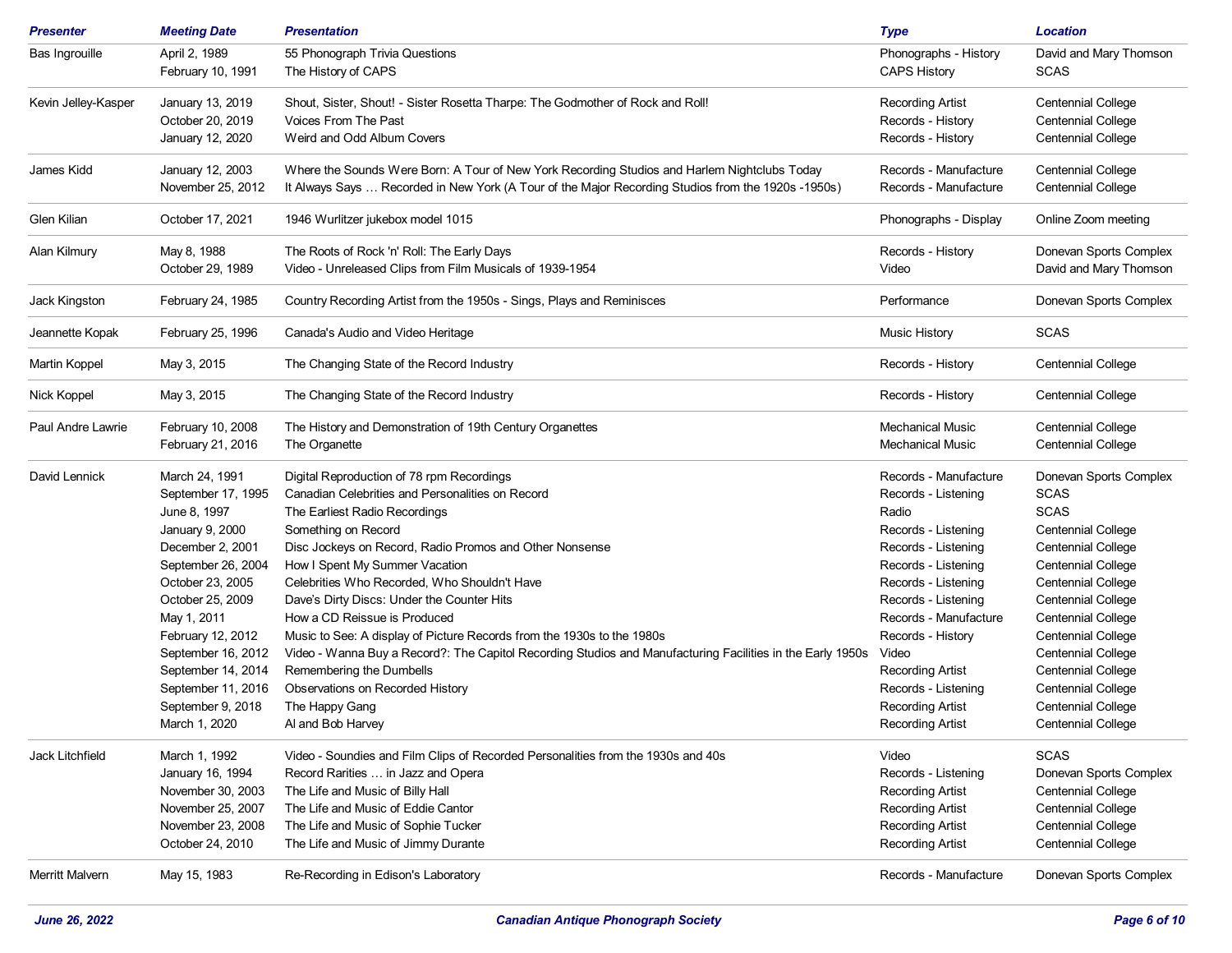| Presenter | Meeting Date | Presentation | Type | Location |
|---|---|---|---|---|
| Bas Ingrouille | April 2, 1989 | 55 Phonograph Trivia Questions | Phonographs - History | David and Mary Thomson |
| | February 10, 1991 | The History of CAPS | CAPS History | SCAS |
| Kevin Jelley-Kasper | January 13, 2019 | Shout, Sister, Shout! - Sister Rosetta Tharpe: The Godmother of Rock and Roll! | Recording Artist | Centennial College |
| | October 20, 2019 | Voices From The Past | Records - History | Centennial College |
| | January 12, 2020 | Weird and Odd Album Covers | Records - History | Centennial College |
| James Kidd | January 12, 2003 | Where the Sounds Were Born: A Tour of New York Recording Studios and Harlem Nightclubs Today | Records - Manufacture | Centennial College |
| | November 25, 2012 | It Always Says … Recorded in New York (A Tour of the Major Recording Studios from the 1920s -1950s) | Records - Manufacture | Centennial College |
| Glen Kilian | October 17, 2021 | 1946 Wurlitzer jukebox model 1015 | Phonographs - Display | Online Zoom meeting |
| Alan Kilmury | May 8, 1988 | The Roots of Rock 'n' Roll: The Early Days | Records - History | Donevan Sports Complex |
| | October 29, 1989 | Video - Unreleased Clips from Film Musicals of 1939-1954 | Video | David and Mary Thomson |
| Jack Kingston | February 24, 1985 | Country Recording Artist from the 1950s - Sings, Plays and Reminisces | Performance | Donevan Sports Complex |
| Jeannette Kopak | February 25, 1996 | Canada's Audio and Video Heritage | Music History | SCAS |
| Martin Koppel | May 3, 2015 | The Changing State of the Record Industry | Records - History | Centennial College |
| Nick Koppel | May 3, 2015 | The Changing State of the Record Industry | Records - History | Centennial College |
| Paul Andre Lawrie | February 10, 2008 | The History and Demonstration of 19th Century Organettes | Mechanical Music | Centennial College |
| | February 21, 2016 | The Organette | Mechanical Music | Centennial College |
| David Lennick | March 24, 1991 | Digital Reproduction of 78 rpm Recordings | Records - Manufacture | Donevan Sports Complex |
| | September 17, 1995 | Canadian Celebrities and Personalities on Record | Records - Listening | SCAS |
| | June 8, 1997 | The Earliest Radio Recordings | Radio | SCAS |
| | January 9, 2000 | Something on Record | Records - Listening | Centennial College |
| | December 2, 2001 | Disc Jockeys on Record, Radio Promos and Other Nonsense | Records - Listening | Centennial College |
| | September 26, 2004 | How I Spent My Summer Vacation | Records - Listening | Centennial College |
| | October 23, 2005 | Celebrities Who Recorded, Who Shouldn't Have | Records - Listening | Centennial College |
| | October 25, 2009 | Dave's Dirty Discs: Under the Counter Hits | Records - Listening | Centennial College |
| | May 1, 2011 | How a CD Reissue is Produced | Records - Manufacture | Centennial College |
| | February 12, 2012 | Music to See: A display of Picture Records from the 1930s to the 1980s | Records - History | Centennial College |
| | September 16, 2012 | Video - Wanna Buy a Record?: The Capitol Recording Studios and Manufacturing Facilities in the Early 1950s | Video | Centennial College |
| | September 14, 2014 | Remembering the Dumbells | Recording Artist | Centennial College |
| | September 11, 2016 | Observations on Recorded History | Records - Listening | Centennial College |
| | September 9, 2018 | The Happy Gang | Recording Artist | Centennial College |
| | March 1, 2020 | Al and Bob Harvey | Recording Artist | Centennial College |
| Jack Litchfield | March 1, 1992 | Video - Soundies and Film Clips of Recorded Personalities from the 1930s and 40s | Video | SCAS |
| | January 16, 1994 | Record Rarities … in Jazz and Opera | Records - Listening | Donevan Sports Complex |
| | November 30, 2003 | The Life and Music of Billy Hall | Recording Artist | Centennial College |
| | November 25, 2007 | The Life and Music of Eddie Cantor | Recording Artist | Centennial College |
| | November 23, 2008 | The Life and Music of Sophie Tucker | Recording Artist | Centennial College |
| | October 24, 2010 | The Life and Music of Jimmy Durante | Recording Artist | Centennial College |
| Merritt Malvern | May 15, 1983 | Re-Recording in Edison's Laboratory | Records - Manufacture | Donevan Sports Complex |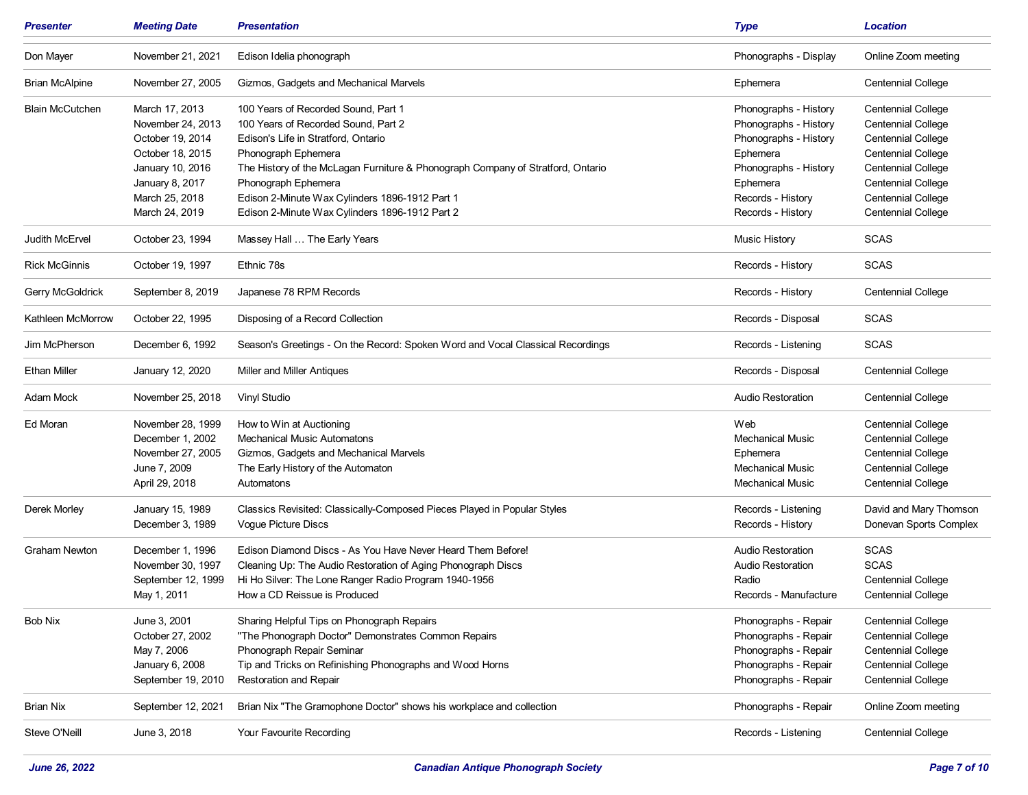| Presenter | Meeting Date | Presentation | Type | Location |
|---|---|---|---|---|
| Don Mayer | November 21, 2021 | Edison Idelia phonograph | Phonographs - Display | Online Zoom meeting |
| Brian McAlpine | November 27, 2005 | Gizmos, Gadgets and Mechanical Marvels | Ephemera | Centennial College |
| Blain McCutchen | March 17, 2013 | 100 Years of Recorded Sound, Part 1 | Phonographs - History | Centennial College |
| | November 24, 2013 | 100 Years of Recorded Sound, Part 2 | Phonographs - History | Centennial College |
| | October 19, 2014 | Edison's Life in Stratford, Ontario | Phonographs - History | Centennial College |
| | October 18, 2015 | Phonograph Ephemera | Ephemera | Centennial College |
| | January 10, 2016 | The History of the McLagan Furniture & Phonograph Company of Stratford, Ontario | Phonographs - History | Centennial College |
| | January 8, 2017 | Phonograph Ephemera | Ephemera | Centennial College |
| | March 25, 2018 | Edison 2-Minute Wax Cylinders 1896-1912 Part 1 | Records - History | Centennial College |
| | March 24, 2019 | Edison 2-Minute Wax Cylinders 1896-1912 Part 2 | Records - History | Centennial College |
| Judith McErvel | October 23, 1994 | Massey Hall … The Early Years | Music History | SCAS |
| Rick McGinnis | October 19, 1997 | Ethnic 78s | Records - History | SCAS |
| Gerry McGoldrick | September 8, 2019 | Japanese 78 RPM Records | Records - History | Centennial College |
| Kathleen McMorrow | October 22, 1995 | Disposing of a Record Collection | Records - Disposal | SCAS |
| Jim McPherson | December 6, 1992 | Season's Greetings - On the Record: Spoken Word and Vocal Classical Recordings | Records - Listening | SCAS |
| Ethan Miller | January 12, 2020 | Miller and Miller Antiques | Records - Disposal | Centennial College |
| Adam Mock | November 25, 2018 | Vinyl Studio | Audio Restoration | Centennial College |
| Ed Moran | November 28, 1999 | How to Win at Auctioning | Web | Centennial College |
| | December 1, 2002 | Mechanical Music Automatons | Mechanical Music | Centennial College |
| | November 27, 2005 | Gizmos, Gadgets and Mechanical Marvels | Ephemera | Centennial College |
| | June 7, 2009 | The Early History of the Automaton | Mechanical Music | Centennial College |
| | April 29, 2018 | Automatons | Mechanical Music | Centennial College |
| Derek Morley | January 15, 1989 | Classics Revisited: Classically-Composed Pieces Played in Popular Styles | Records - Listening | David and Mary Thomson |
| | December 3, 1989 | Vogue Picture Discs | Records - History | Donevan Sports Complex |
| Graham Newton | December 1, 1996 | Edison Diamond Discs - As You Have Never Heard Them Before! | Audio Restoration | SCAS |
| | November 30, 1997 | Cleaning Up: The Audio Restoration of Aging Phonograph Discs | Audio Restoration | SCAS |
| | September 12, 1999 | Hi Ho Silver: The Lone Ranger Radio Program 1940-1956 | Radio | Centennial College |
| | May 1, 2011 | How a CD Reissue is Produced | Records - Manufacture | Centennial College |
| Bob Nix | June 3, 2001 | Sharing Helpful Tips on Phonograph Repairs | Phonographs - Repair | Centennial College |
| | October 27, 2002 | "The Phonograph Doctor" Demonstrates Common Repairs | Phonographs - Repair | Centennial College |
| | May 7, 2006 | Phonograph Repair Seminar | Phonographs - Repair | Centennial College |
| | January 6, 2008 | Tip and Tricks on Refinishing Phonographs and Wood Horns | Phonographs - Repair | Centennial College |
| | September 19, 2010 | Restoration and Repair | Phonographs - Repair | Centennial College |
| Brian Nix | September 12, 2021 | Brian Nix "The Gramophone Doctor" shows his workplace and collection | Phonographs - Repair | Online Zoom meeting |
| Steve O'Neill | June 3, 2018 | Your Favourite Recording | Records - Listening | Centennial College |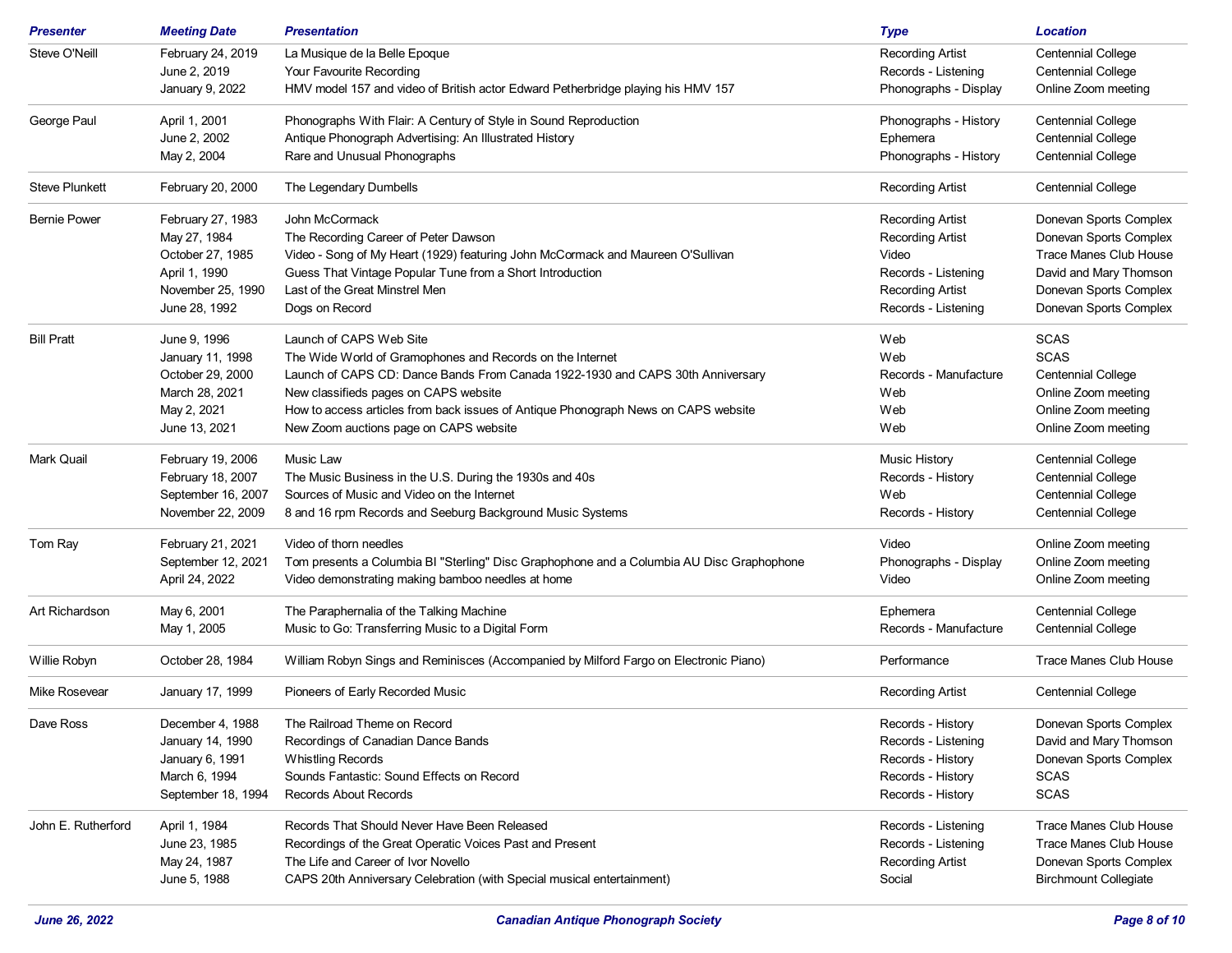| Presenter | Meeting Date | Presentation | Type | Location |
|---|---|---|---|---|
| Steve O'Neill | February 24, 2019 | La Musique de la Belle Epoque | Recording Artist | Centennial College |
| | June 2, 2019 | Your Favourite Recording | Records - Listening | Centennial College |
| | January 9, 2022 | HMV model 157 and video of British actor Edward Petherbridge playing his HMV 157 | Phonographs - Display | Online Zoom meeting |
| George Paul | April 1, 2001 | Phonographs With Flair: A Century of Style in Sound Reproduction | Phonographs - History | Centennial College |
| | June 2, 2002 | Antique Phonograph Advertising: An Illustrated History | Ephemera | Centennial College |
| | May 2, 2004 | Rare and Unusual Phonographs | Phonographs - History | Centennial College |
| Steve Plunkett | February 20, 2000 | The Legendary Dumbells | Recording Artist | Centennial College |
| Bernie Power | February 27, 1983 | John McCormack | Recording Artist | Donevan Sports Complex |
| | May 27, 1984 | The Recording Career of Peter Dawson | Recording Artist | Donevan Sports Complex |
| | October 27, 1985 | Video - Song of My Heart (1929) featuring John McCormack and Maureen O'Sullivan | Video | Trace Manes Club House |
| | April 1, 1990 | Guess That Vintage Popular Tune from a Short Introduction | Records - Listening | David and Mary Thomson |
| | November 25, 1990 | Last of the Great Minstrel Men | Recording Artist | Donevan Sports Complex |
| | June 28, 1992 | Dogs on Record | Records - Listening | Donevan Sports Complex |
| Bill Pratt | June 9, 1996 | Launch of CAPS Web Site | Web | SCAS |
| | January 11, 1998 | The Wide World of Gramophones and Records on the Internet | Web | SCAS |
| | October 29, 2000 | Launch of CAPS CD: Dance Bands From Canada 1922-1930 and CAPS 30th Anniversary | Records - Manufacture | Centennial College |
| | March 28, 2021 | New classifieds pages on CAPS website | Web | Online Zoom meeting |
| | May 2, 2021 | How to access articles from back issues of Antique Phonograph News on CAPS website | Web | Online Zoom meeting |
| | June 13, 2021 | New Zoom auctions page on CAPS website | Web | Online Zoom meeting |
| Mark Quail | February 19, 2006 | Music Law | Music History | Centennial College |
| | February 18, 2007 | The Music Business in the U.S. During the 1930s and 40s | Records - History | Centennial College |
| | September 16, 2007 | Sources of Music and Video on the Internet | Web | Centennial College |
| | November 22, 2009 | 8 and 16 rpm Records and Seeburg Background Music Systems | Records - History | Centennial College |
| Tom Ray | February 21, 2021 | Video of thorn needles | Video | Online Zoom meeting |
| | September 12, 2021 | Tom presents a Columbia BI "Sterling" Disc Graphophone and a Columbia AU Disc Graphophone | Phonographs - Display | Online Zoom meeting |
| | April 24, 2022 | Video demonstrating making bamboo needles at home | Video | Online Zoom meeting |
| Art Richardson | May 6, 2001 | The Paraphernalia of the Talking Machine | Ephemera | Centennial College |
| | May 1, 2005 | Music to Go: Transferring Music to a Digital Form | Records - Manufacture | Centennial College |
| Willie Robyn | October 28, 1984 | William Robyn Sings and Reminisces (Accompanied by Milford Fargo on Electronic Piano) | Performance | Trace Manes Club House |
| Mike Rosevear | January 17, 1999 | Pioneers of Early Recorded Music | Recording Artist | Centennial College |
| Dave Ross | December 4, 1988 | The Railroad Theme on Record | Records - History | Donevan Sports Complex |
| | January 14, 1990 | Recordings of Canadian Dance Bands | Records - Listening | David and Mary Thomson |
| | January 6, 1991 | Whistling Records | Records - History | Donevan Sports Complex |
| | March 6, 1994 | Sounds Fantastic: Sound Effects on Record | Records - History | SCAS |
| | September 18, 1994 | Records About Records | Records - History | SCAS |
| John E. Rutherford | April 1, 1984 | Records That Should Never Have Been Released | Records - Listening | Trace Manes Club House |
| | June 23, 1985 | Recordings of the Great Operatic Voices Past and Present | Records - Listening | Trace Manes Club House |
| | May 24, 1987 | The Life and Career of Ivor Novello | Recording Artist | Donevan Sports Complex |
| | June 5, 1988 | CAPS 20th Anniversary Celebration (with Special musical entertainment) | Social | Birchmount Collegiate |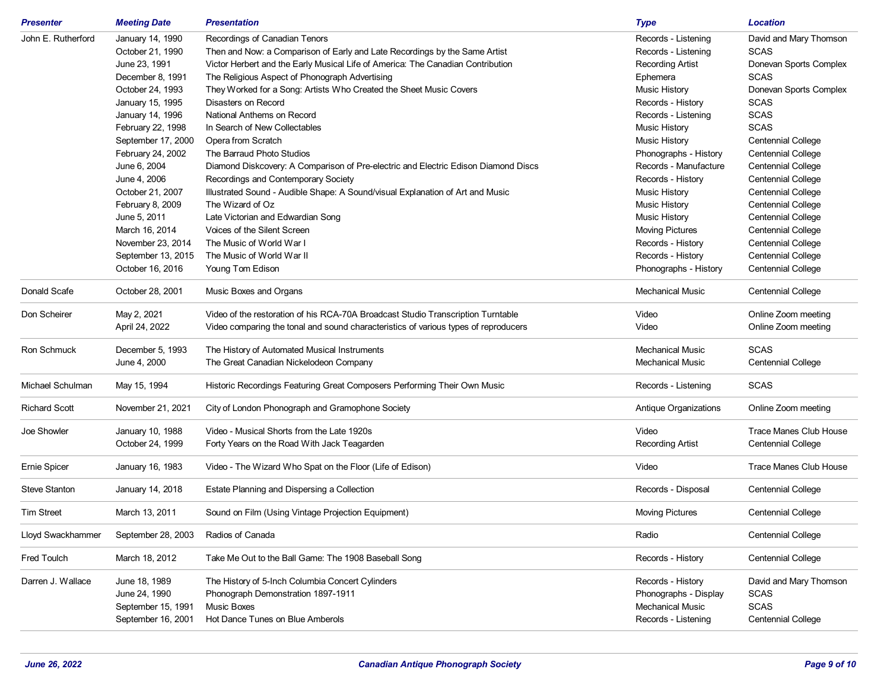| Presenter | Meeting Date | Presentation | Type | Location |
|---|---|---|---|---|
| John E. Rutherford | January 14, 1990 | Recordings of Canadian Tenors | Records - Listening | David and Mary Thomson |
| | October 21, 1990 | Then and Now: a Comparison of Early and Late Recordings by the Same Artist | Records - Listening | SCAS |
| | June 23, 1991 | Victor Herbert and the Early Musical Life of America: The Canadian Contribution | Recording Artist | Donevan Sports Complex |
| | December 8, 1991 | The Religious Aspect of Phonograph Advertising | Ephemera | SCAS |
| | October 24, 1993 | They Worked for a Song: Artists Who Created the Sheet Music Covers | Music History | Donevan Sports Complex |
| | January 15, 1995 | Disasters on Record | Records - History | SCAS |
| | January 14, 1996 | National Anthems on Record | Records - Listening | SCAS |
| | February 22, 1998 | In Search of New Collectables | Music History | SCAS |
| | September 17, 2000 | Opera from Scratch | Music History | Centennial College |
| | February 24, 2002 | The Barraud Photo Studios | Phonographs - History | Centennial College |
| | June 6, 2004 | Diamond Diskcovery: A Comparison of Pre-electric and Electric Edison Diamond Discs | Records - Manufacture | Centennial College |
| | June 4, 2006 | Recordings and Contemporary Society | Records - History | Centennial College |
| | October 21, 2007 | Illustrated Sound - Audible Shape: A Sound/visual Explanation of Art and Music | Music History | Centennial College |
| | February 8, 2009 | The Wizard of Oz | Music History | Centennial College |
| | June 5, 2011 | Late Victorian and Edwardian Song | Music History | Centennial College |
| | March 16, 2014 | Voices of the Silent Screen | Moving Pictures | Centennial College |
| | November 23, 2014 | The Music of World War I | Records - History | Centennial College |
| | September 13, 2015 | The Music of World War II | Records - History | Centennial College |
| | October 16, 2016 | Young Tom Edison | Phonographs - History | Centennial College |
| Donald Scafe | October 28, 2001 | Music Boxes and Organs | Mechanical Music | Centennial College |
| Don Scheirer | May 2, 2021 | Video of the restoration of his RCA-70A Broadcast Studio Transcription Turntable | Video | Online Zoom meeting |
| | April 24, 2022 | Video comparing the tonal and sound characteristics of various types of reproducers | Video | Online Zoom meeting |
| Ron Schmuck | December 5, 1993 | The History of Automated Musical Instruments | Mechanical Music | SCAS |
| | June 4, 2000 | The Great Canadian Nickelodeon Company | Mechanical Music | Centennial College |
| Michael Schulman | May 15, 1994 | Historic Recordings Featuring Great Composers Performing Their Own Music | Records - Listening | SCAS |
| Richard Scott | November 21, 2021 | City of London Phonograph and Gramophone Society | Antique Organizations | Online Zoom meeting |
| Joe Showler | January 10, 1988 | Video - Musical Shorts from the Late 1920s | Video | Trace Manes Club House |
| | October 24, 1999 | Forty Years on the Road With Jack Teagarden | Recording Artist | Centennial College |
| Ernie Spicer | January 16, 1983 | Video - The Wizard Who Spat on the Floor (Life of Edison) | Video | Trace Manes Club House |
| Steve Stanton | January 14, 2018 | Estate Planning and Dispersing a Collection | Records - Disposal | Centennial College |
| Tim Street | March 13, 2011 | Sound on Film (Using Vintage Projection Equipment) | Moving Pictures | Centennial College |
| Lloyd Swackhammer | September 28, 2003 | Radios of Canada | Radio | Centennial College |
| Fred Toulch | March 18, 2012 | Take Me Out to the Ball Game: The 1908 Baseball Song | Records - History | Centennial College |
| Darren J. Wallace | June 18, 1989 | The History of 5-Inch Columbia Concert Cylinders | Records - History | David and Mary Thomson |
| | June 24, 1990 | Phonograph Demonstration 1897-1911 | Phonographs - Display | SCAS |
| | September 15, 1991 | Music Boxes | Mechanical Music | SCAS |
| | September 16, 2001 | Hot Dance Tunes on Blue Amberols | Records - Listening | Centennial College |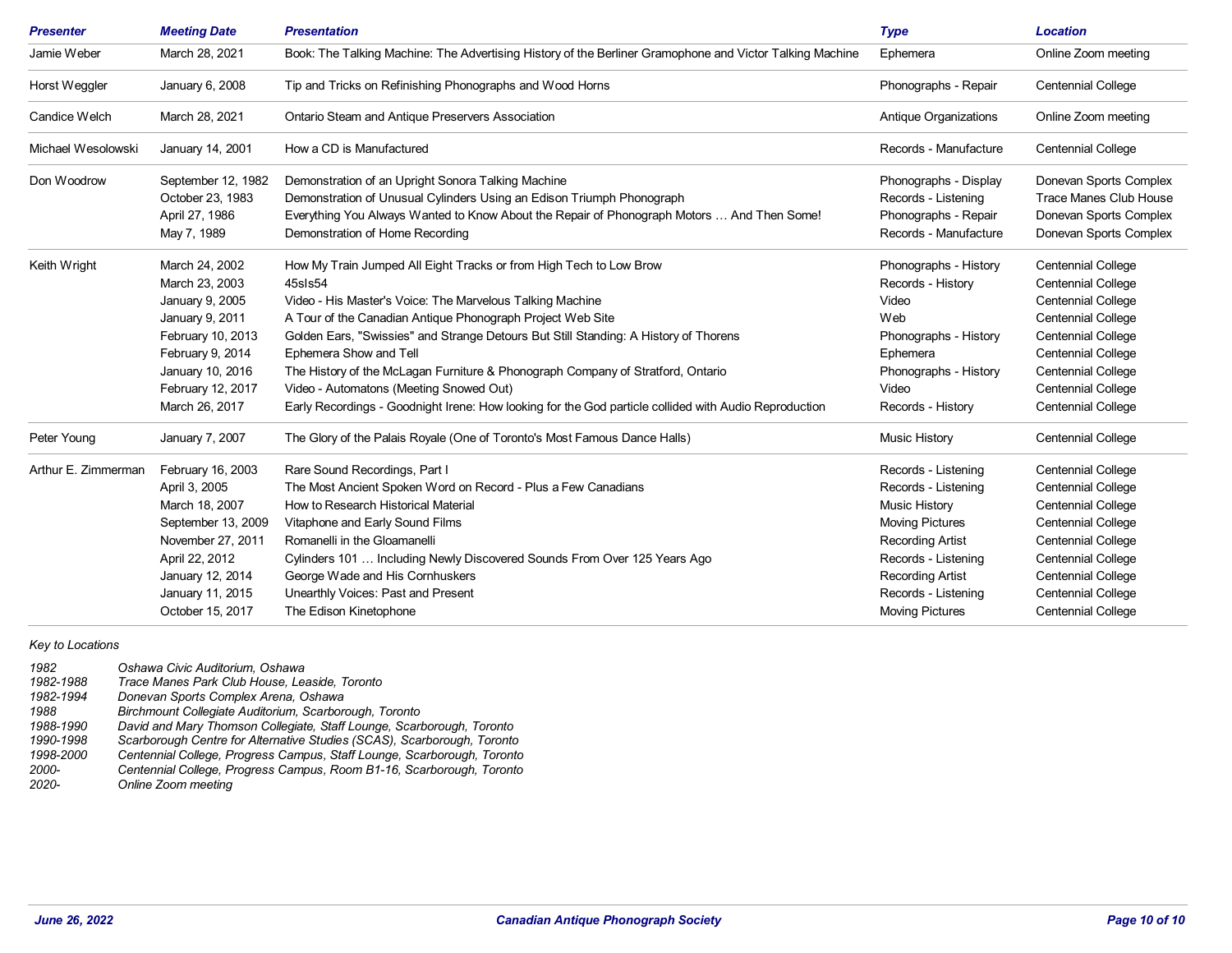| Presenter | Meeting Date | Presentation | Type | Location |
|---|---|---|---|---|
| Jamie Weber | March 28, 2021 | Book: The Talking Machine: The Advertising History of the Berliner Gramophone and Victor Talking Machine | Ephemera | Online Zoom meeting |
| Horst Weggler | January 6, 2008 | Tip and Tricks on Refinishing Phonographs and Wood Horns | Phonographs - Repair | Centennial College |
| Candice Welch | March 28, 2021 | Ontario Steam and Antique Preservers Association | Antique Organizations | Online Zoom meeting |
| Michael Wesolowski | January 14, 2001 | How a CD is Manufactured | Records - Manufacture | Centennial College |
| Don Woodrow | September 12, 1982 | Demonstration of an Upright Sonora Talking Machine | Phonographs - Display | Donevan Sports Complex |
| | October 23, 1983 | Demonstration of Unusual Cylinders Using an Edison Triumph Phonograph | Records - Listening | Trace Manes Club House |
| | April 27, 1986 | Everything You Always Wanted to Know About the Repair of Phonograph Motors … And Then Some! | Phonographs - Repair | Donevan Sports Complex |
| | May 7, 1989 | Demonstration of Home Recording | Records - Manufacture | Donevan Sports Complex |
| Keith Wright | March 24, 2002 | How My Train Jumped All Eight Tracks or from High Tech to Low Brow | Phonographs - History | Centennial College |
| | March 23, 2003 | 45sls54 | Records - History | Centennial College |
| | January 9, 2005 | Video - His Master's Voice: The Marvelous Talking Machine | Video | Centennial College |
| | January 9, 2011 | A Tour of the Canadian Antique Phonograph Project Web Site | Web | Centennial College |
| | February 10, 2013 | Golden Ears, "Swissies" and Strange Detours But Still Standing: A History of Thorens | Phonographs - History | Centennial College |
| | February 9, 2014 | Ephemera Show and Tell | Ephemera | Centennial College |
| | January 10, 2016 | The History of the McLagan Furniture & Phonograph Company of Stratford, Ontario | Phonographs - History | Centennial College |
| | February 12, 2017 | Video - Automatons (Meeting Snowed Out) | Video | Centennial College |
| | March 26, 2017 | Early Recordings - Goodnight Irene: How looking for the God particle collided with Audio Reproduction | Records - History | Centennial College |
| Peter Young | January 7, 2007 | The Glory of the Palais Royale (One of Toronto's Most Famous Dance Halls) | Music History | Centennial College |
| Arthur E. Zimmerman | February 16, 2003 | Rare Sound Recordings, Part I | Records - Listening | Centennial College |
| | April 3, 2005 | The Most Ancient Spoken Word on Record - Plus a Few Canadians | Records - Listening | Centennial College |
| | March 18, 2007 | How to Research Historical Material | Music History | Centennial College |
| | September 13, 2009 | Vitaphone and Early Sound Films | Moving Pictures | Centennial College |
| | November 27, 2011 | Romanelli in the Gloamanelli | Recording Artist | Centennial College |
| | April 22, 2012 | Cylinders 101 … Including Newly Discovered Sounds From Over 125 Years Ago | Records - Listening | Centennial College |
| | January 12, 2014 | George Wade and His Cornhuskers | Recording Artist | Centennial College |
| | January 11, 2015 | Unearthly Voices: Past and Present | Records - Listening | Centennial College |
| | October 15, 2017 | The Edison Kinetophone | Moving Pictures | Centennial College |

*Key to Locations*

| | |
|---|---|
| *1982* | *Oshawa Civic Auditorium, Oshawa* |
| *1982-1988* | *Trace Manes Park Club House, Leaside, Toronto* |
| *1982-1994* | *Donevan Sports Complex Arena, Oshawa* |
| *1988* | *Birchmount Collegiate Auditorium, Scarborough, Toronto* |
| *1988-1990* | *David and Mary Thomson Collegiate, Staff Lounge, Scarborough, Toronto* |
| *1990-1998* | *Scarborough Centre for Alternative Studies (SCAS), Scarborough, Toronto* |
| *1998-2000* | *Centennial College, Progress Campus, Staff Lounge, Scarborough, Toronto* |
| *2000-* | *Centennial College, Progress Campus, Room B1-16, Scarborough, Toronto* |
| *2020-* | *Online Zoom meeting* |